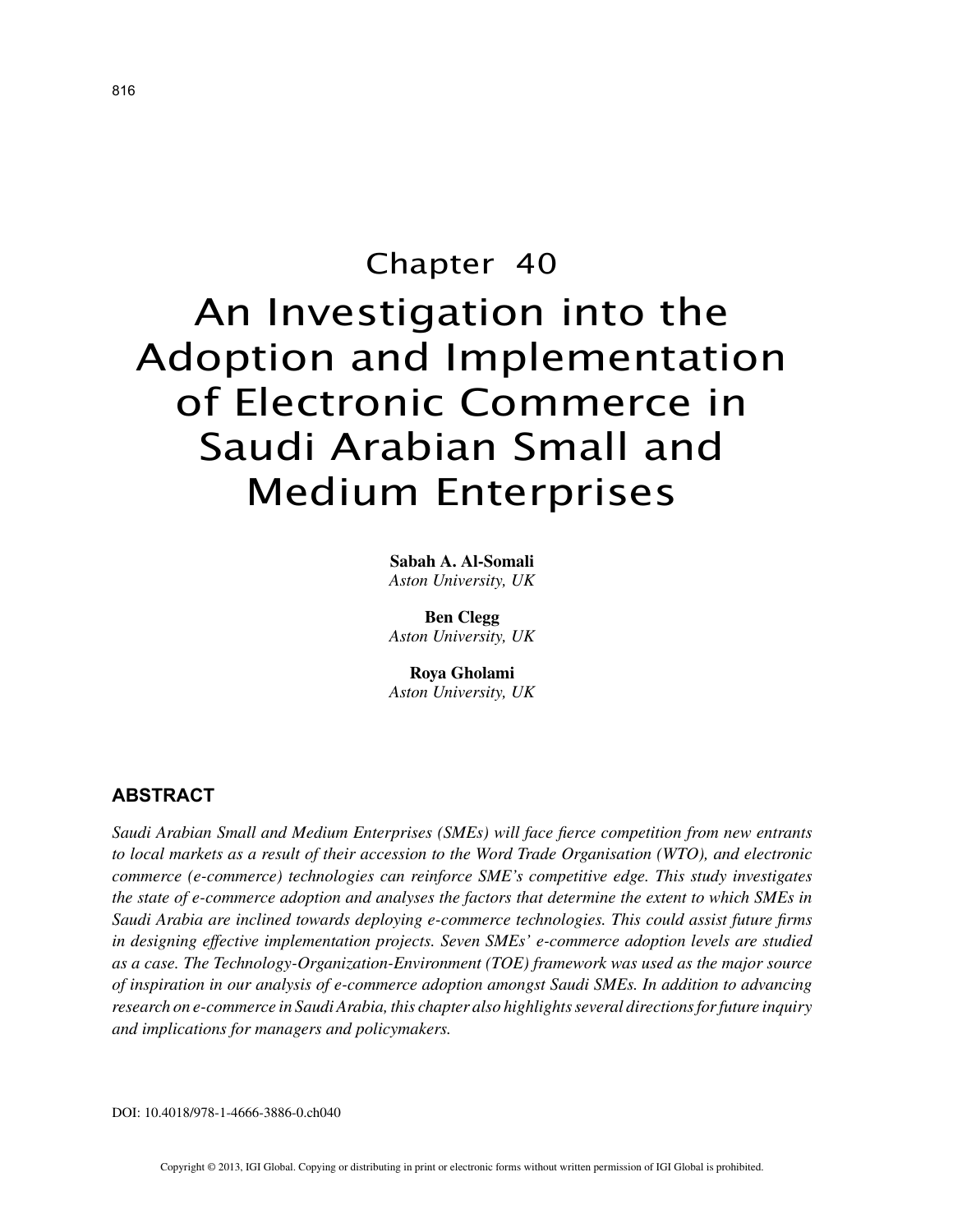# Chapter 40

# An Investigation into the Adoption and Implementation of Electronic Commerce in Saudi Arabian Small and Medium Enterprises

**Sabah A. Al-Somali**
*Aston University, UK*

**Ben Clegg**
*Aston University, UK*

**Roya Gholami**
*Aston University, UK*

## ABSTRACT

*Saudi Arabian Small and Medium Enterprises (SMEs) will face fierce competition from new entrants to local markets as a result of their accession to the Word Trade Organisation (WTO), and electronic commerce (e-commerce) technologies can reinforce SME's competitive edge. This study investigates the state of e-commerce adoption and analyses the factors that determine the extent to which SMEs in Saudi Arabia are inclined towards deploying e-commerce technologies. This could assist future firms in designing effective implementation projects. Seven SMEs' e-commerce adoption levels are studied as a case. The Technology-Organization-Environment (TOE) framework was used as the major source of inspiration in our analysis of e-commerce adoption amongst Saudi SMEs. In addition to advancing research on e-commerce in Saudi Arabia, this chapter also highlights several directions for future inquiry and implications for managers and policymakers.*

DOI: 10.4018/978-1-4666-3886-0.ch040

Copyright © 2013, IGI Global. Copying or distributing in print or electronic forms without written permission of IGI Global is prohibited.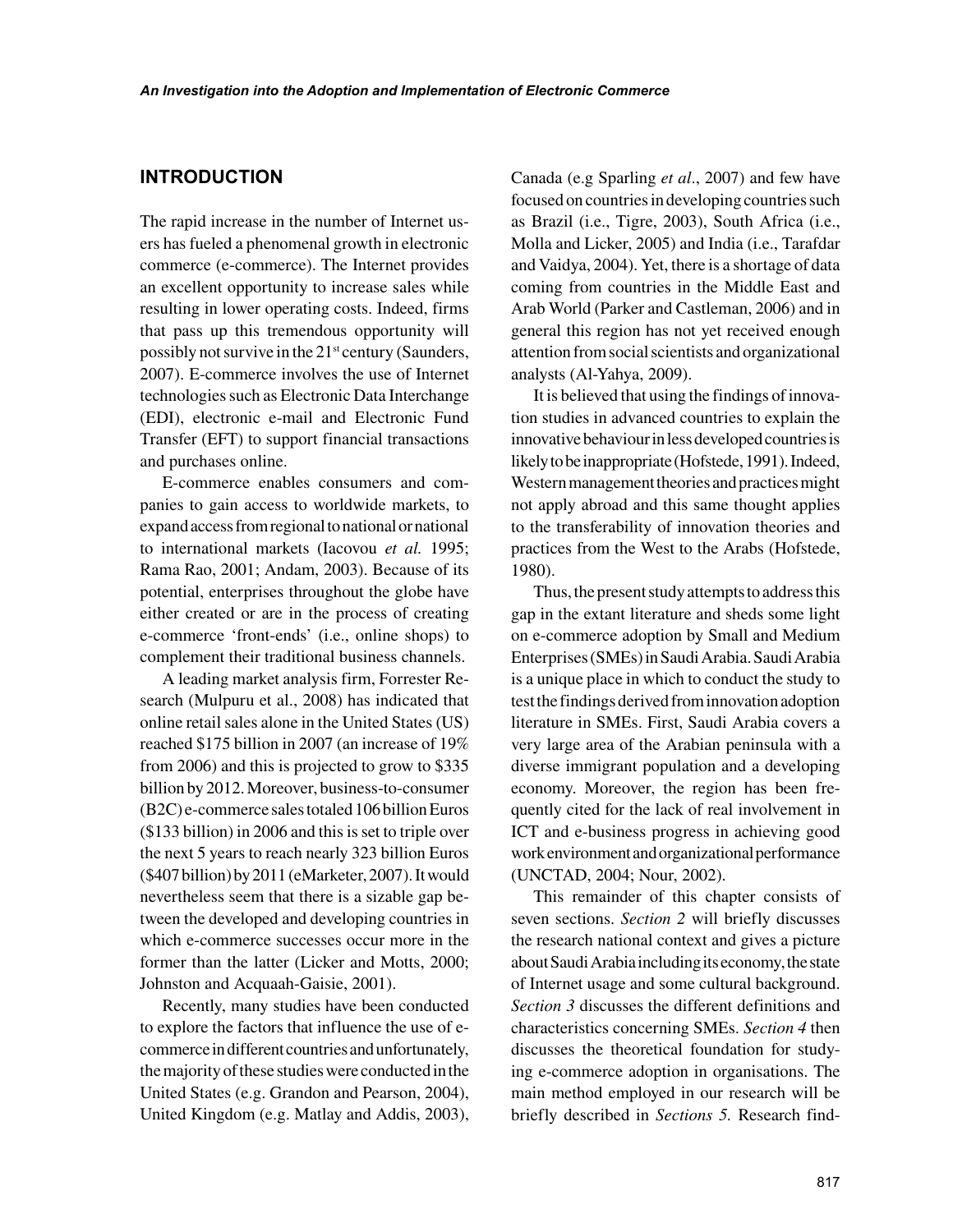## INTRODUCTION

The rapid increase in the number of Internet users has fueled a phenomenal growth in electronic commerce (e-commerce). The Internet provides an excellent opportunity to increase sales while resulting in lower operating costs. Indeed, firms that pass up this tremendous opportunity will possibly not survive in the 21st century (Saunders, 2007). E-commerce involves the use of Internet technologies such as Electronic Data Interchange (EDI), electronic e-mail and Electronic Fund Transfer (EFT) to support financial transactions and purchases online.

E-commerce enables consumers and companies to gain access to worldwide markets, to expand access from regional to national or national to international markets (Iacovou *et al.* 1995; Rama Rao, 2001; Andam, 2003). Because of its potential, enterprises throughout the globe have either created or are in the process of creating e-commerce 'front-ends' (i.e., online shops) to complement their traditional business channels.

A leading market analysis firm, Forrester Research (Mulpuru et al., 2008) has indicated that online retail sales alone in the United States (US) reached \$175 billion in 2007 (an increase of 19% from 2006) and this is projected to grow to \$335 billion by 2012. Moreover, business-to-consumer (B2C) e-commerce sales totaled 106 billion Euros (\$133 billion) in 2006 and this is set to triple over the next 5 years to reach nearly 323 billion Euros (\$407 billion) by 2011 (eMarketer, 2007). It would nevertheless seem that there is a sizable gap between the developed and developing countries in which e-commerce successes occur more in the former than the latter (Licker and Motts, 2000; Johnston and Acquaah-Gaisie, 2001).

Recently, many studies have been conducted to explore the factors that influence the use of e-commerce in different countries and unfortunately, the majority of these studies were conducted in the United States (e.g. Grandon and Pearson, 2004), United Kingdom (e.g. Matlay and Addis, 2003), Canada (e.g Sparling *et al*., 2007) and few have focused on countries in developing countries such as Brazil (i.e., Tigre, 2003), South Africa (i.e., Molla and Licker, 2005) and India (i.e., Tarafdar and Vaidya, 2004). Yet, there is a shortage of data coming from countries in the Middle East and Arab World (Parker and Castleman, 2006) and in general this region has not yet received enough attention from social scientists and organizational analysts (Al-Yahya, 2009).

It is believed that using the findings of innovation studies in advanced countries to explain the innovative behaviour in less developed countries is likely to be inappropriate (Hofstede, 1991). Indeed, Western management theories and practices might not apply abroad and this same thought applies to the transferability of innovation theories and practices from the West to the Arabs (Hofstede, 1980).

Thus, the present study attempts to address this gap in the extant literature and sheds some light on e-commerce adoption by Small and Medium Enterprises (SMEs) in Saudi Arabia. Saudi Arabia is a unique place in which to conduct the study to test the findings derived from innovation adoption literature in SMEs. First, Saudi Arabia covers a very large area of the Arabian peninsula with a diverse immigrant population and a developing economy. Moreover, the region has been frequently cited for the lack of real involvement in ICT and e-business progress in achieving good work environment and organizational performance (UNCTAD, 2004; Nour, 2002).

This remainder of this chapter consists of seven sections. *Section 2* will briefly discusses the research national context and gives a picture about Saudi Arabia including its economy, the state of Internet usage and some cultural background. *Section 3* discusses the different definitions and characteristics concerning SMEs. *Section 4* then discusses the theoretical foundation for studying e-commerce adoption in organisations. The main method employed in our research will be briefly described in *Sections 5.* Research find-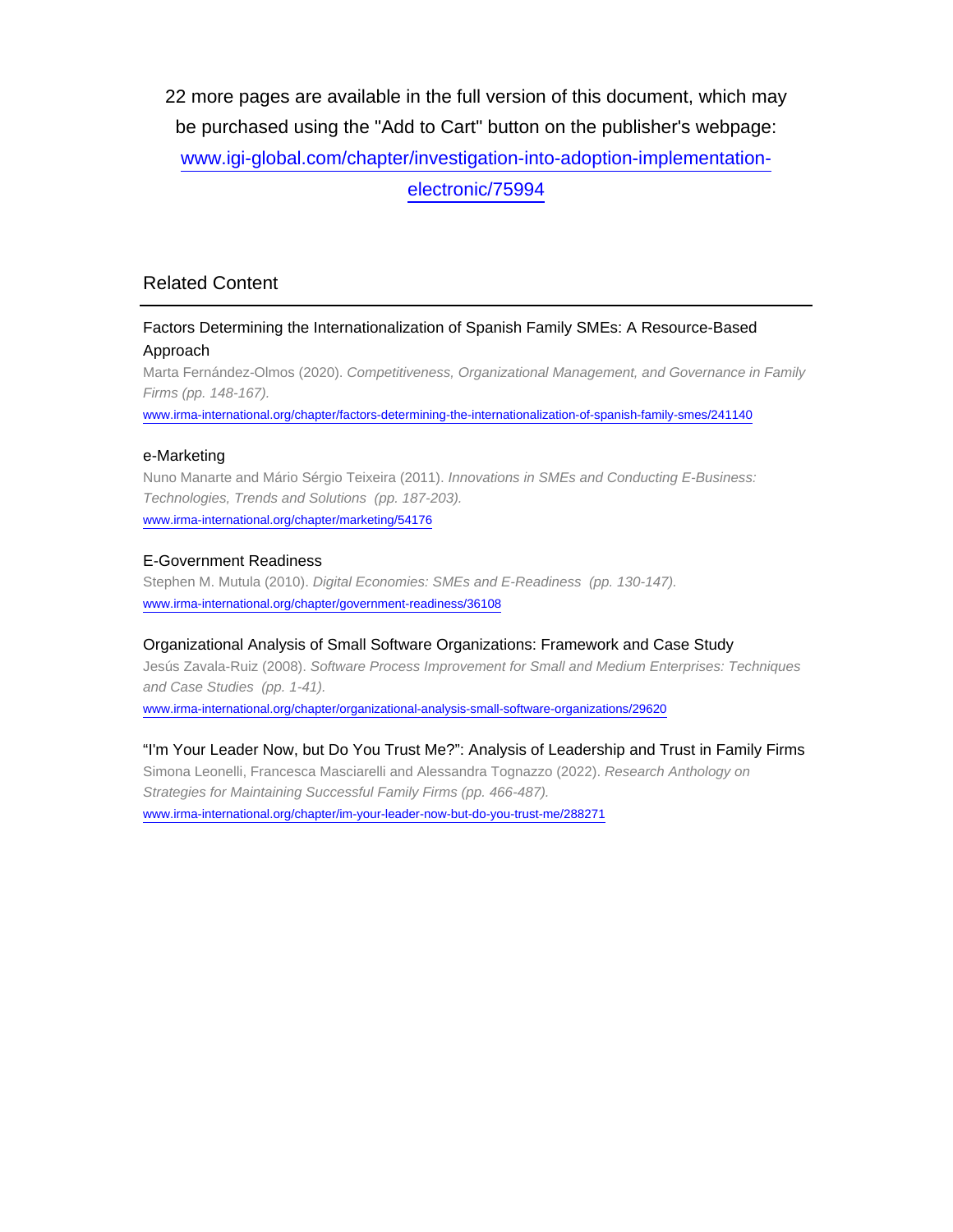22 more pages are available in the full version of this document, which may be purchased using the "Add to Cart" button on the publisher's webpage: [www.igi-global.com/chapter/investigation-into-adoption-implementation-electronic/75994](www.igi-global.com/chapter/investigation-into-adoption-implementation-electronic/75994)

## Related Content

### Factors Determining the Internationalization of Spanish Family SMEs: A Resource-Based Approach

Marta Fernández-Olmos (2020). *Competitiveness, Organizational Management, and Governance in Family Firms (pp. 148-167).*

[www.irma-international.org/chapter/factors-determining-the-internationalization-of-spanish-family-smes/241140](www.irma-international.org/chapter/factors-determining-the-internationalization-of-spanish-family-smes/241140)

### e-Marketing

Nuno Manarte and Mário Sérgio Teixeira (2011). *Innovations in SMEs and Conducting E-Business: Technologies, Trends and Solutions (pp. 187-203).*

[www.irma-international.org/chapter/marketing/54176](www.irma-international.org/chapter/marketing/54176)

### E-Government Readiness

Stephen M. Mutula (2010). *Digital Economies: SMEs and E-Readiness (pp. 130-147).*

[www.irma-international.org/chapter/government-readiness/36108](www.irma-international.org/chapter/government-readiness/36108)

### Organizational Analysis of Small Software Organizations: Framework and Case Study

Jesús Zavala-Ruiz (2008). *Software Process Improvement for Small and Medium Enterprises: Techniques and Case Studies (pp. 1-41).*

[www.irma-international.org/chapter/organizational-analysis-small-software-organizations/29620](www.irma-international.org/chapter/organizational-analysis-small-software-organizations/29620)

### "I'm Your Leader Now, but Do You Trust Me?": Analysis of Leadership and Trust in Family Firms

Simona Leonelli, Francesca Masciarelli and Alessandra Tognazzo (2022). *Research Anthology on Strategies for Maintaining Successful Family Firms (pp. 466-487).*

[www.irma-international.org/chapter/im-your-leader-now-but-do-you-trust-me/288271](www.irma-international.org/chapter/im-your-leader-now-but-do-you-trust-me/288271)